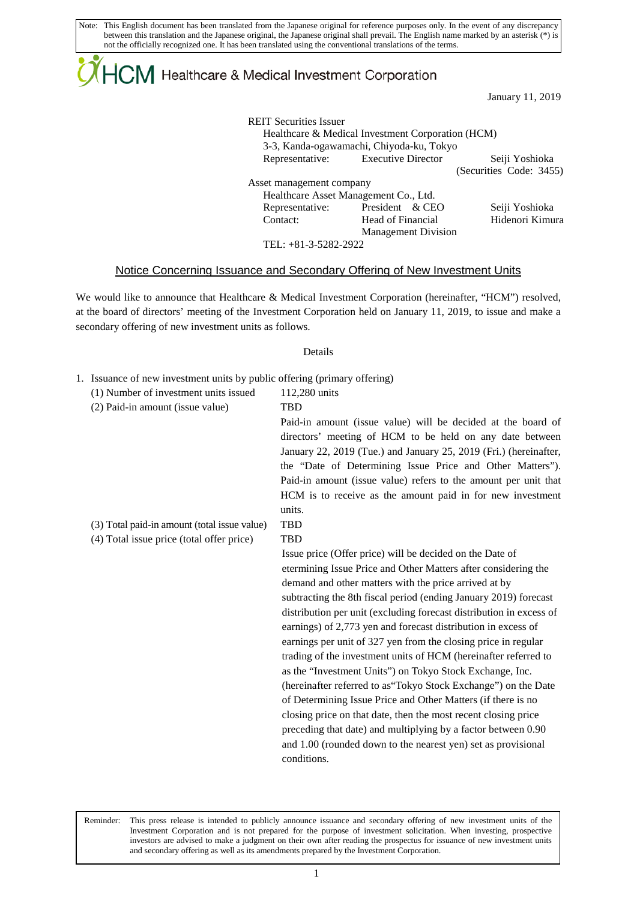Note: This English document has been translated from the Japanese original for reference purposes only. In the event of any discrepancy between this translation and the Japanese original, the Japanese original shall prevail. The English name marked by an asterisk (*) is not the officially recognized one. It has been translated using the conventional translations of the terms.

HCM Healthcare & Medical Investment Corporation

January 11, 2019

REIT Securities Issuer
Healthcare & Medical Investment Corporation (HCM)
3-3, Kanda-ogawamachi, Chiyoda-ku, Tokyo
Representative: Executive Director Seiji Yoshioka
(Securities Code: 3455)

Asset management company
Healthcare Asset Management Co., Ltd.
Representative: President & CEO Seiji Yoshioka
Contact: Head of Financial Management Division Hidenori Kimura
TEL: +81-3-5282-2922

## Notice Concerning Issuance and Secondary Offering of New Investment Units

We would like to announce that Healthcare & Medical Investment Corporation (hereinafter, "HCM") resolved, at the board of directors' meeting of the Investment Corporation held on January 11, 2019, to issue and make a secondary offering of new investment units as follows.

Details

1. Issuance of new investment units by public offering (primary offering)

| | |
|---|---|
| (1) Number of investment units issued | 112,280 units |
| (2) Paid-in amount (issue value) | TBD<br>Paid-in amount (issue value) will be decided at the board of directors' meeting of HCM to be held on any date between January 22, 2019 (Tue.) and January 25, 2019 (Fri.) (hereinafter, the "Date of Determining Issue Price and Other Matters"). Paid-in amount (issue value) refers to the amount per unit that HCM is to receive as the amount paid in for new investment units. |
| (3) Total paid-in amount (total issue value) | TBD |
| (4) Total issue price (total offer price) | TBD<br>Issue price (Offer price) will be decided on the Date of etermining Issue Price and Other Matters after considering the demand and other matters with the price arrived at by subtracting the 8th fiscal period (ending January 2019) forecast distribution per unit (excluding forecast distribution in excess of earnings) of 2,773 yen and forecast distribution in excess of earnings per unit of 327 yen from the closing price in regular trading of the investment units of HCM (hereinafter referred to as the "Investment Units") on Tokyo Stock Exchange, Inc. (hereinafter referred to as"Tokyo Stock Exchange") on the Date of Determining Issue Price and Other Matters (if there is no closing price on that date, then the most recent closing price preceding that date) and multiplying by a factor between 0.90 and 1.00 (rounded down to the nearest yen) set as provisional conditions. |

Reminder: This press release is intended to publicly announce issuance and secondary offering of new investment units of the Investment Corporation and is not prepared for the purpose of investment solicitation. When investing, prospective investors are advised to make a judgment on their own after reading the prospectus for issuance of new investment units and secondary offering as well as its amendments prepared by the Investment Corporation.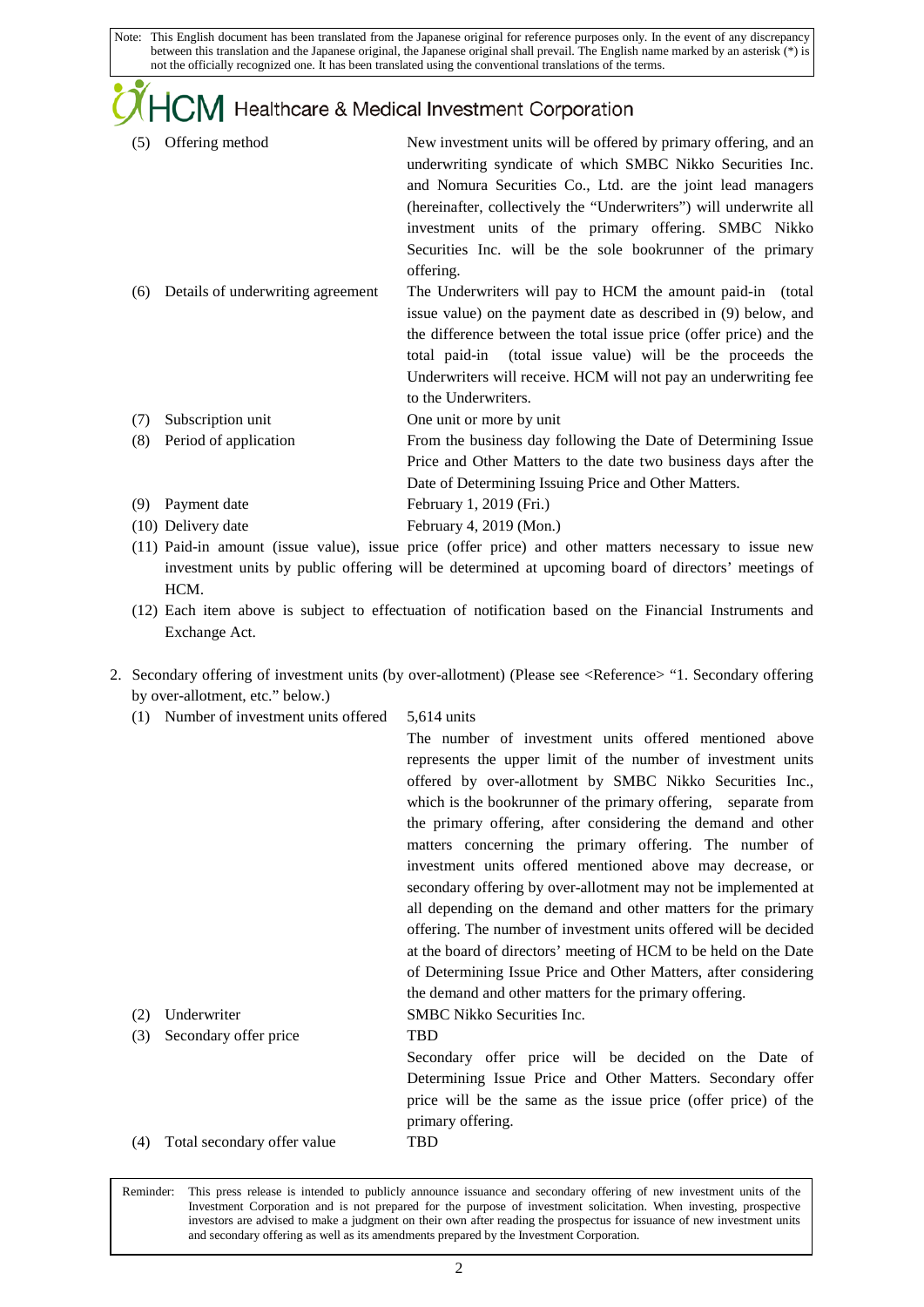Note: This English document has been translated from the Japanese original for reference purposes only. In the event of any discrepancy between this translation and the Japanese original, the Japanese original shall prevail. The English name marked by an asterisk (*) is not the officially recognized one. It has been translated using the conventional translations of the terms.

HCM Healthcare & Medical Investment Corporation

| | |
|---|---|
| (5) Offering method | New investment units will be offered by primary offering, and an underwriting syndicate of which SMBC Nikko Securities Inc. and Nomura Securities Co., Ltd. are the joint lead managers (hereinafter, collectively the "Underwriters") will underwrite all investment units of the primary offering. SMBC Nikko Securities Inc. will be the sole bookrunner of the primary offering. |
| (6) Details of underwriting agreement | The Underwriters will pay to HCM the amount paid-in (total issue value) on the payment date as described in (9) below, and the difference between the total issue price (offer price) and the total paid-in (total issue value) will be the proceeds the Underwriters will receive. HCM will not pay an underwriting fee to the Underwriters. |
| (7) Subscription unit | One unit or more by unit |
| (8) Period of application | From the business day following the Date of Determining Issue Price and Other Matters to the date two business days after the Date of Determining Issuing Price and Other Matters. |
| (9) Payment date | February 1, 2019 (Fri.) |
| (10) Delivery date | February 4, 2019 (Mon.) |

(11) Paid-in amount (issue value), issue price (offer price) and other matters necessary to issue new investment units by public offering will be determined at upcoming board of directors' meetings of HCM.

(12) Each item above is subject to effectuation of notification based on the Financial Instruments and Exchange Act.

2. Secondary offering of investment units (by over-allotment) (Please see <Reference> "1. Secondary offering by over-allotment, etc." below.)

| | |
|---|---|
| (1) Number of investment units offered | 5,614 units<br>The number of investment units offered mentioned above represents the upper limit of the number of investment units offered by over-allotment by SMBC Nikko Securities Inc., which is the bookrunner of the primary offering, separate from the primary offering, after considering the demand and other matters concerning the primary offering. The number of investment units offered mentioned above may decrease, or secondary offering by over-allotment may not be implemented at all depending on the demand and other matters for the primary offering. The number of investment units offered will be decided at the board of directors' meeting of HCM to be held on the Date of Determining Issue Price and Other Matters, after considering the demand and other matters for the primary offering. |
| (2) Underwriter | SMBC Nikko Securities Inc. |
| (3) Secondary offer price | TBD<br>Secondary offer price will be decided on the Date of Determining Issue Price and Other Matters. Secondary offer price will be the same as the issue price (offer price) of the primary offering. |
| (4) Total secondary offer value | TBD |

Reminder: This press release is intended to publicly announce issuance and secondary offering of new investment units of the Investment Corporation and is not prepared for the purpose of investment solicitation. When investing, prospective investors are advised to make a judgment on their own after reading the prospectus for issuance of new investment units and secondary offering as well as its amendments prepared by the Investment Corporation.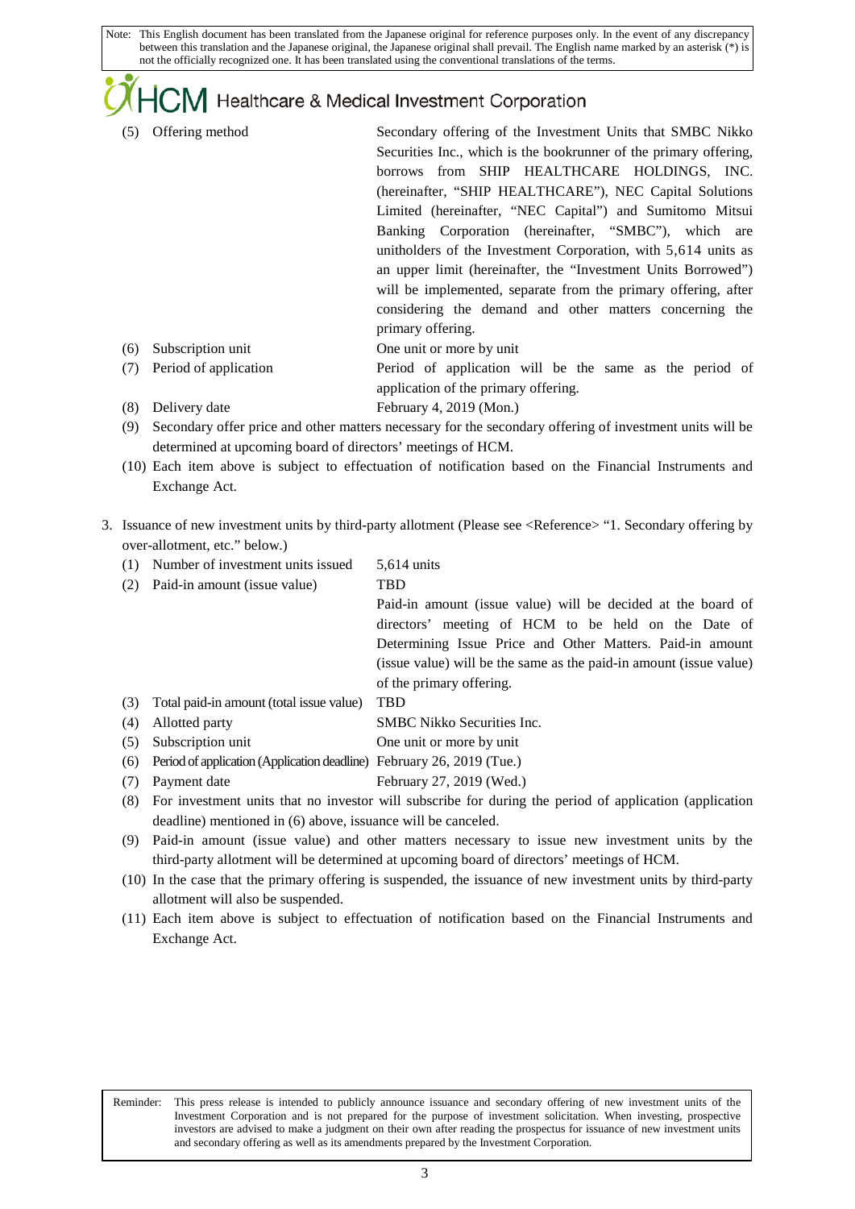Note: This English document has been translated from the Japanese original for reference purposes only. In the event of any discrepancy between this translation and the Japanese original, the Japanese original shall prevail. The English name marked by an asterisk (*) is not the officially recognized one. It has been translated using the conventional translations of the terms.

HCM Healthcare & Medical Investment Corporation

(5) Offering method — Secondary offering of the Investment Units that SMBC Nikko Securities Inc., which is the bookrunner of the primary offering, borrows from SHIP HEALTHCARE HOLDINGS, INC. (hereinafter, "SHIP HEALTHCARE"), NEC Capital Solutions Limited (hereinafter, "NEC Capital") and Sumitomo Mitsui Banking Corporation (hereinafter, "SMBC"), which are unitholders of the Investment Corporation, with 5,614 units as an upper limit (hereinafter, the "Investment Units Borrowed") will be implemented, separate from the primary offering, after considering the demand and other matters concerning the primary offering.

(6) Subscription unit — One unit or more by unit

(7) Period of application — Period of application will be the same as the period of application of the primary offering.

(8) Delivery date — February 4, 2019 (Mon.)

(9) Secondary offer price and other matters necessary for the secondary offering of investment units will be determined at upcoming board of directors' meetings of HCM.

(10) Each item above is subject to effectuation of notification based on the Financial Instruments and Exchange Act.

3. Issuance of new investment units by third-party allotment (Please see <Reference> "1. Secondary offering by over-allotment, etc." below.)

(1) Number of investment units issued — 5,614 units

(2) Paid-in amount (issue value) — TBD
Paid-in amount (issue value) will be decided at the board of directors' meeting of HCM to be held on the Date of Determining Issue Price and Other Matters. Paid-in amount (issue value) will be the same as the paid-in amount (issue value) of the primary offering.

(3) Total paid-in amount (total issue value) — TBD

(4) Allotted party — SMBC Nikko Securities Inc.

(5) Subscription unit — One unit or more by unit

(6) Period of application (Application deadline) — February 26, 2019 (Tue.)

(7) Payment date — February 27, 2019 (Wed.)

(8) For investment units that no investor will subscribe for during the period of application (application deadline) mentioned in (6) above, issuance will be canceled.

(9) Paid-in amount (issue value) and other matters necessary to issue new investment units by the third-party allotment will be determined at upcoming board of directors' meetings of HCM.

(10) In the case that the primary offering is suspended, the issuance of new investment units by third-party allotment will also be suspended.

(11) Each item above is subject to effectuation of notification based on the Financial Instruments and Exchange Act.

Reminder: This press release is intended to publicly announce issuance and secondary offering of new investment units of the Investment Corporation and is not prepared for the purpose of investment solicitation. When investing, prospective investors are advised to make a judgment on their own after reading the prospectus for issuance of new investment units and secondary offering as well as its amendments prepared by the Investment Corporation.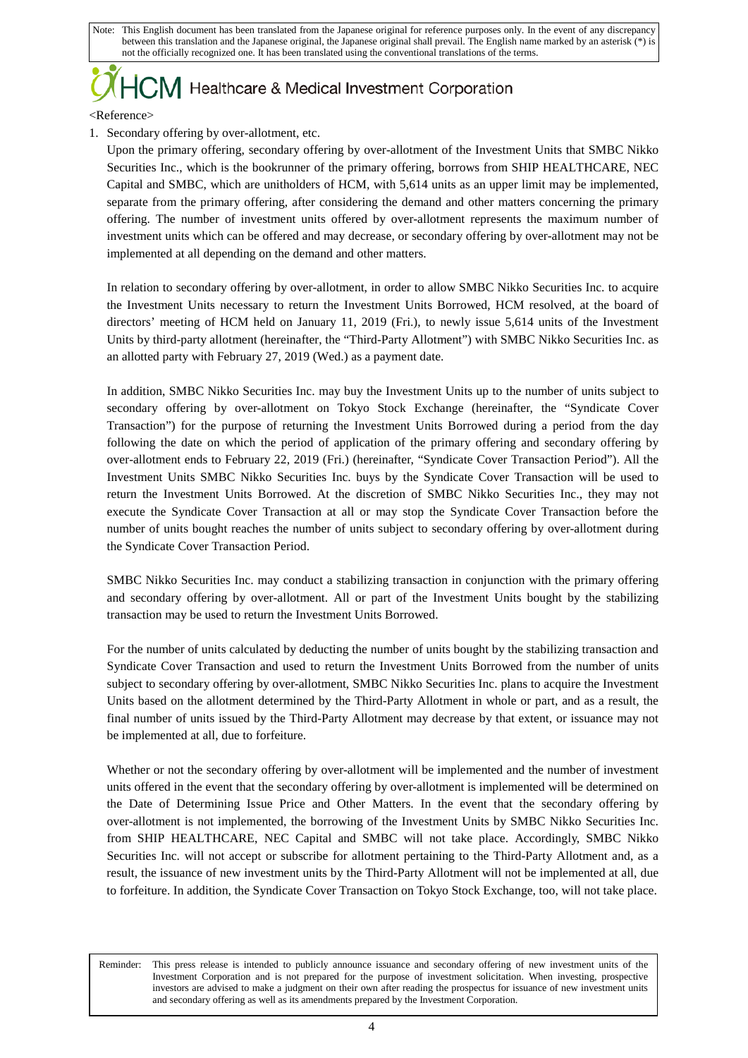<Reference>

1. Secondary offering by over-allotment, etc.

   Upon the primary offering, secondary offering by over-allotment of the Investment Units that SMBC Nikko Securities Inc., which is the bookrunner of the primary offering, borrows from SHIP HEALTHCARE, NEC Capital and SMBC, which are unitholders of HCM, with 5,614 units as an upper limit may be implemented, separate from the primary offering, after considering the demand and other matters concerning the primary offering. The number of investment units offered by over-allotment represents the maximum number of investment units which can be offered and may decrease, or secondary offering by over-allotment may not be implemented at all depending on the demand and other matters.

   In relation to secondary offering by over-allotment, in order to allow SMBC Nikko Securities Inc. to acquire the Investment Units necessary to return the Investment Units Borrowed, HCM resolved, at the board of directors' meeting of HCM held on January 11, 2019 (Fri.), to newly issue 5,614 units of the Investment Units by third-party allotment (hereinafter, the "Third-Party Allotment") with SMBC Nikko Securities Inc. as an allotted party with February 27, 2019 (Wed.) as a payment date.

   In addition, SMBC Nikko Securities Inc. may buy the Investment Units up to the number of units subject to secondary offering by over-allotment on Tokyo Stock Exchange (hereinafter, the "Syndicate Cover Transaction") for the purpose of returning the Investment Units Borrowed during a period from the day following the date on which the period of application of the primary offering and secondary offering by over-allotment ends to February 22, 2019 (Fri.) (hereinafter, "Syndicate Cover Transaction Period"). All the Investment Units SMBC Nikko Securities Inc. buys by the Syndicate Cover Transaction will be used to return the Investment Units Borrowed. At the discretion of SMBC Nikko Securities Inc., they may not execute the Syndicate Cover Transaction at all or may stop the Syndicate Cover Transaction before the number of units bought reaches the number of units subject to secondary offering by over-allotment during the Syndicate Cover Transaction Period.

   SMBC Nikko Securities Inc. may conduct a stabilizing transaction in conjunction with the primary offering and secondary offering by over-allotment. All or part of the Investment Units bought by the stabilizing transaction may be used to return the Investment Units Borrowed.

   For the number of units calculated by deducting the number of units bought by the stabilizing transaction and Syndicate Cover Transaction and used to return the Investment Units Borrowed from the number of units subject to secondary offering by over-allotment, SMBC Nikko Securities Inc. plans to acquire the Investment Units based on the allotment determined by the Third-Party Allotment in whole or part, and as a result, the final number of units issued by the Third-Party Allotment may decrease by that extent, or issuance may not be implemented at all, due to forfeiture.

   Whether or not the secondary offering by over-allotment will be implemented and the number of investment units offered in the event that the secondary offering by over-allotment is implemented will be determined on the Date of Determining Issue Price and Other Matters. In the event that the secondary offering by over-allotment is not implemented, the borrowing of the Investment Units by SMBC Nikko Securities Inc. from SHIP HEALTHCARE, NEC Capital and SMBC will not take place. Accordingly, SMBC Nikko Securities Inc. will not accept or subscribe for allotment pertaining to the Third-Party Allotment and, as a result, the issuance of new investment units by the Third-Party Allotment will not be implemented at all, due to forfeiture. In addition, the Syndicate Cover Transaction on Tokyo Stock Exchange, too, will not take place.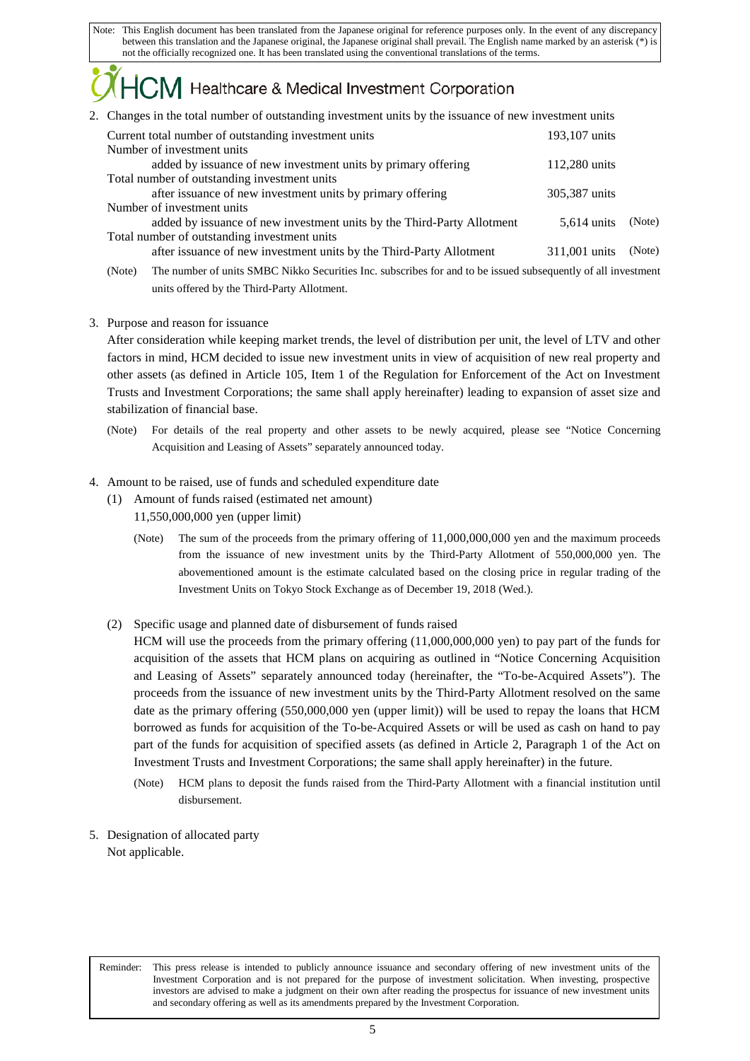Note: This English document has been translated from the Japanese original for reference purposes only. In the event of any discrepancy between this translation and the Japanese original, the Japanese original shall prevail. The English name marked by an asterisk (*) is not the officially recognized one. It has been translated using the conventional translations of the terms.

HCM Healthcare & Medical Investment Corporation

2. Changes in the total number of outstanding investment units by the issuance of new investment units

| | | |
|---|---|---|
| Current total number of outstanding investment units | 193,107 units | |
| Number of investment units added by issuance of new investment units by primary offering | 112,280 units | |
| Total number of outstanding investment units after issuance of new investment units by primary offering | 305,387 units | |
| Number of investment units added by issuance of new investment units by the Third-Party Allotment | 5,614 units | (Note) |
| Total number of outstanding investment units after issuance of new investment units by the Third-Party Allotment | 311,001 units | (Note) |

(Note) The number of units SMBC Nikko Securities Inc. subscribes for and to be issued subsequently of all investment units offered by the Third-Party Allotment.

3. Purpose and reason for issuance

After consideration while keeping market trends, the level of distribution per unit, the level of LTV and other factors in mind, HCM decided to issue new investment units in view of acquisition of new real property and other assets (as defined in Article 105, Item 1 of the Regulation for Enforcement of the Act on Investment Trusts and Investment Corporations; the same shall apply hereinafter) leading to expansion of asset size and stabilization of financial base.

(Note) For details of the real property and other assets to be newly acquired, please see "Notice Concerning Acquisition and Leasing of Assets" separately announced today.

4. Amount to be raised, use of funds and scheduled expenditure date

(1) Amount of funds raised (estimated net amount)

11,550,000,000 yen (upper limit)

(Note) The sum of the proceeds from the primary offering of 11,000,000,000 yen and the maximum proceeds from the issuance of new investment units by the Third-Party Allotment of 550,000,000 yen. The abovementioned amount is the estimate calculated based on the closing price in regular trading of the Investment Units on Tokyo Stock Exchange as of December 19, 2018 (Wed.).

(2) Specific usage and planned date of disbursement of funds raised

HCM will use the proceeds from the primary offering (11,000,000,000 yen) to pay part of the funds for acquisition of the assets that HCM plans on acquiring as outlined in "Notice Concerning Acquisition and Leasing of Assets" separately announced today (hereinafter, the "To-be-Acquired Assets"). The proceeds from the issuance of new investment units by the Third-Party Allotment resolved on the same date as the primary offering (550,000,000 yen (upper limit)) will be used to repay the loans that HCM borrowed as funds for acquisition of the To-be-Acquired Assets or will be used as cash on hand to pay part of the funds for acquisition of specified assets (as defined in Article 2, Paragraph 1 of the Act on Investment Trusts and Investment Corporations; the same shall apply hereinafter) in the future.

(Note) HCM plans to deposit the funds raised from the Third-Party Allotment with a financial institution until disbursement.

5. Designation of allocated party

Not applicable.

Reminder: This press release is intended to publicly announce issuance and secondary offering of new investment units of the Investment Corporation and is not prepared for the purpose of investment solicitation. When investing, prospective investors are advised to make a judgment on their own after reading the prospectus for issuance of new investment units and secondary offering as well as its amendments prepared by the Investment Corporation.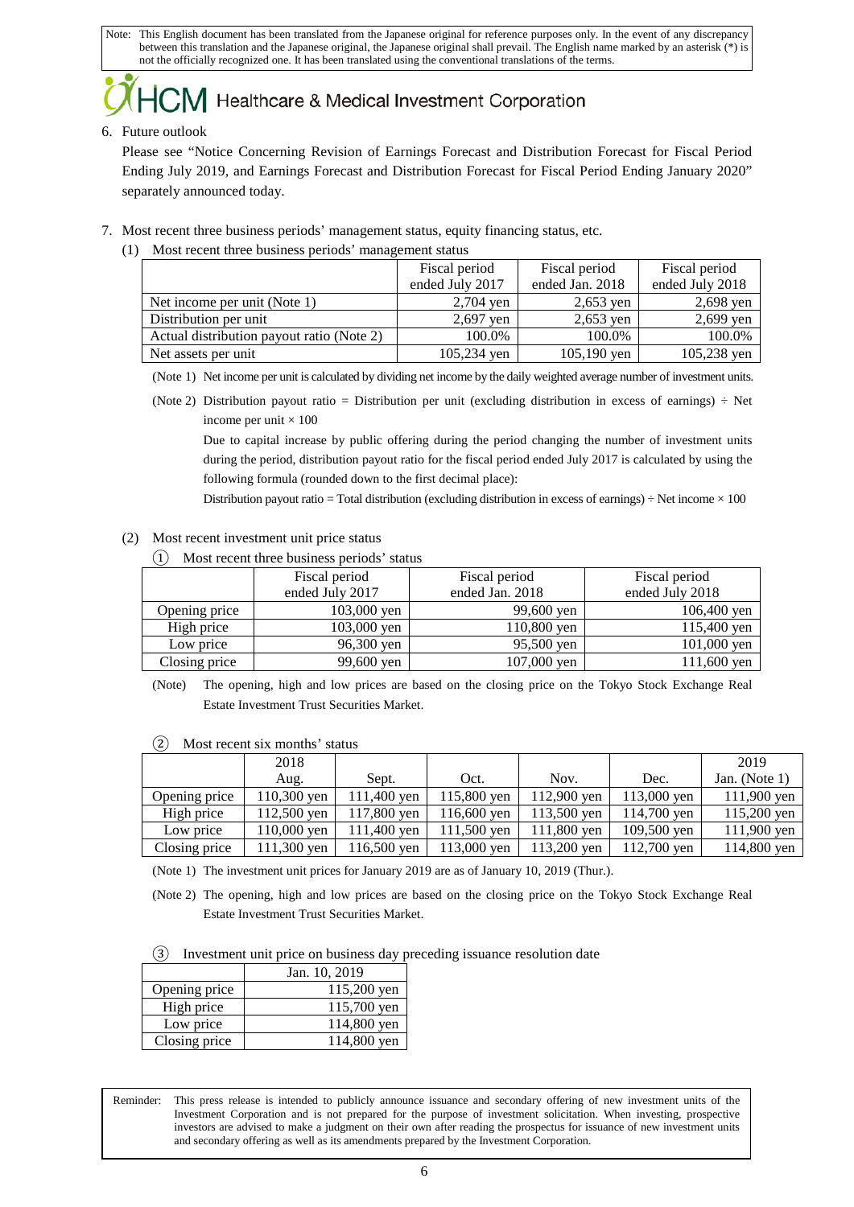Note: This English document has been translated from the Japanese original for reference purposes only. In the event of any discrepancy between this translation and the Japanese original, the Japanese original shall prevail. The English name marked by an asterisk (*) is not the officially recognized one. It has been translated using the conventional translations of the terms.

HCM Healthcare & Medical Investment Corporation

6. Future outlook

   Please see "Notice Concerning Revision of Earnings Forecast and Distribution Forecast for Fiscal Period Ending July 2019, and Earnings Forecast and Distribution Forecast for Fiscal Period Ending January 2020" separately announced today.

7. Most recent three business periods' management status, equity financing status, etc.

   (1) Most recent three business periods' management status

| | Fiscal period ended July 2017 | Fiscal period ended Jan. 2018 | Fiscal period ended July 2018 |
|---|---|---|---|
| Net income per unit (Note 1) | 2,704 yen | 2,653 yen | 2,698 yen |
| Distribution per unit | 2,697 yen | 2,653 yen | 2,699 yen |
| Actual distribution payout ratio (Note 2) | 100.0% | 100.0% | 100.0% |
| Net assets per unit | 105,234 yen | 105,190 yen | 105,238 yen |

(Note 1) Net income per unit is calculated by dividing net income by the daily weighted average number of investment units.

(Note 2) Distribution payout ratio = Distribution per unit (excluding distribution in excess of earnings) ÷ Net income per unit × 100

Due to capital increase by public offering during the period changing the number of investment units during the period, distribution payout ratio for the fiscal period ended July 2017 is calculated by using the following formula (rounded down to the first decimal place):

Distribution payout ratio = Total distribution (excluding distribution in excess of earnings) ÷ Net income × 100

   (2) Most recent investment unit price status

   ① Most recent three business periods' status

| | Fiscal period ended July 2017 | Fiscal period ended Jan. 2018 | Fiscal period ended July 2018 |
|---|---|---|---|
| Opening price | 103,000 yen | 99,600 yen | 106,400 yen |
| High price | 103,000 yen | 110,800 yen | 115,400 yen |
| Low price | 96,300 yen | 95,500 yen | 101,000 yen |
| Closing price | 99,600 yen | 107,000 yen | 111,600 yen |

(Note) The opening, high and low prices are based on the closing price on the Tokyo Stock Exchange Real Estate Investment Trust Securities Market.

   ② Most recent six months' status

| | 2018 Aug. | Sept. | Oct. | Nov. | Dec. | 2019 Jan. (Note 1) |
|---|---|---|---|---|---|---|
| Opening price | 110,300 yen | 111,400 yen | 115,800 yen | 112,900 yen | 113,000 yen | 111,900 yen |
| High price | 112,500 yen | 117,800 yen | 116,600 yen | 113,500 yen | 114,700 yen | 115,200 yen |
| Low price | 110,000 yen | 111,400 yen | 111,500 yen | 111,800 yen | 109,500 yen | 111,900 yen |
| Closing price | 111,300 yen | 116,500 yen | 113,000 yen | 113,200 yen | 112,700 yen | 114,800 yen |

(Note 1) The investment unit prices for January 2019 are as of January 10, 2019 (Thur.).

(Note 2) The opening, high and low prices are based on the closing price on the Tokyo Stock Exchange Real Estate Investment Trust Securities Market.

   ③ Investment unit price on business day preceding issuance resolution date

| | Jan. 10, 2019 |
|---|---|
| Opening price | 115,200 yen |
| High price | 115,700 yen |
| Low price | 114,800 yen |
| Closing price | 114,800 yen |

Reminder: This press release is intended to publicly announce issuance and secondary offering of new investment units of the Investment Corporation and is not prepared for the purpose of investment solicitation. When investing, prospective investors are advised to make a judgment on their own after reading the prospectus for issuance of new investment units and secondary offering as well as its amendments prepared by the Investment Corporation.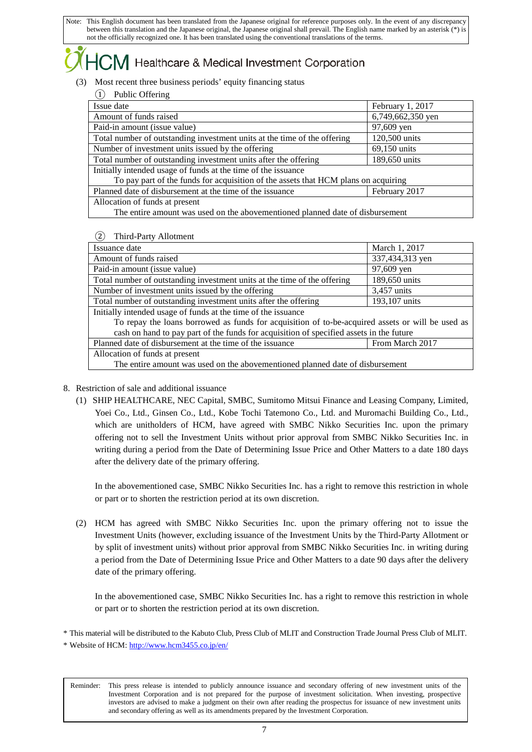Note: This English document has been translated from the Japanese original for reference purposes only. In the event of any discrepancy between this translation and the Japanese original, the Japanese original shall prevail. The English name marked by an asterisk (*) is not the officially recognized one. It has been translated using the conventional translations of the terms.

HCM Healthcare & Medical Investment Corporation

(3) Most recent three business periods' equity financing status

① Public Offering

| | |
|---|---|
| Issue date | February 1, 2017 |
| Amount of funds raised | 6,749,662,350 yen |
| Paid-in amount (issue value) | 97,609 yen |
| Total number of outstanding investment units at the time of the offering | 120,500 units |
| Number of investment units issued by the offering | 69,150 units |
| Total number of outstanding investment units after the offering | 189,650 units |
| Initially intended usage of funds at the time of the issuance<br>To pay part of the funds for acquisition of the assets that HCM plans on acquiring | |
| Planned date of disbursement at the time of the issuance | February 2017 |
| Allocation of funds at present<br>The entire amount was used on the abovementioned planned date of disbursement | |

② Third-Party Allotment

| | |
|---|---|
| Issuance date | March 1, 2017 |
| Amount of funds raised | 337,434,313 yen |
| Paid-in amount (issue value) | 97,609 yen |
| Total number of outstanding investment units at the time of the offering | 189,650 units |
| Number of investment units issued by the offering | 3,457 units |
| Total number of outstanding investment units after the offering | 193,107 units |
| Initially intended usage of funds at the time of the issuance<br>To repay the loans borrowed as funds for acquisition of to-be-acquired assets or will be used as cash on hand to pay part of the funds for acquisition of specified assets in the future | |
| Planned date of disbursement at the time of the issuance | From March 2017 |
| Allocation of funds at present<br>The entire amount was used on the abovementioned planned date of disbursement | |

8. Restriction of sale and additional issuance

(1) SHIP HEALTHCARE, NEC Capital, SMBC, Sumitomo Mitsui Finance and Leasing Company, Limited, Yoei Co., Ltd., Ginsen Co., Ltd., Kobe Tochi Tatemono Co., Ltd. and Muromachi Building Co., Ltd., which are unitholders of HCM, have agreed with SMBC Nikko Securities Inc. upon the primary offering not to sell the Investment Units without prior approval from SMBC Nikko Securities Inc. in writing during a period from the Date of Determining Issue Price and Other Matters to a date 180 days after the delivery date of the primary offering.

In the abovementioned case, SMBC Nikko Securities Inc. has a right to remove this restriction in whole or part or to shorten the restriction period at its own discretion.

(2) HCM has agreed with SMBC Nikko Securities Inc. upon the primary offering not to issue the Investment Units (however, excluding issuance of the Investment Units by the Third-Party Allotment or by split of investment units) without prior approval from SMBC Nikko Securities Inc. in writing during a period from the Date of Determining Issue Price and Other Matters to a date 90 days after the delivery date of the primary offering.

In the abovementioned case, SMBC Nikko Securities Inc. has a right to remove this restriction in whole or part or to shorten the restriction period at its own discretion.

* This material will be distributed to the Kabuto Club, Press Club of MLIT and Construction Trade Journal Press Club of MLIT.
* Website of HCM: http://www.hcm3455.co.jp/en/

Reminder: This press release is intended to publicly announce issuance and secondary offering of new investment units of the Investment Corporation and is not prepared for the purpose of investment solicitation. When investing, prospective investors are advised to make a judgment on their own after reading the prospectus for issuance of new investment units and secondary offering as well as its amendments prepared by the Investment Corporation.